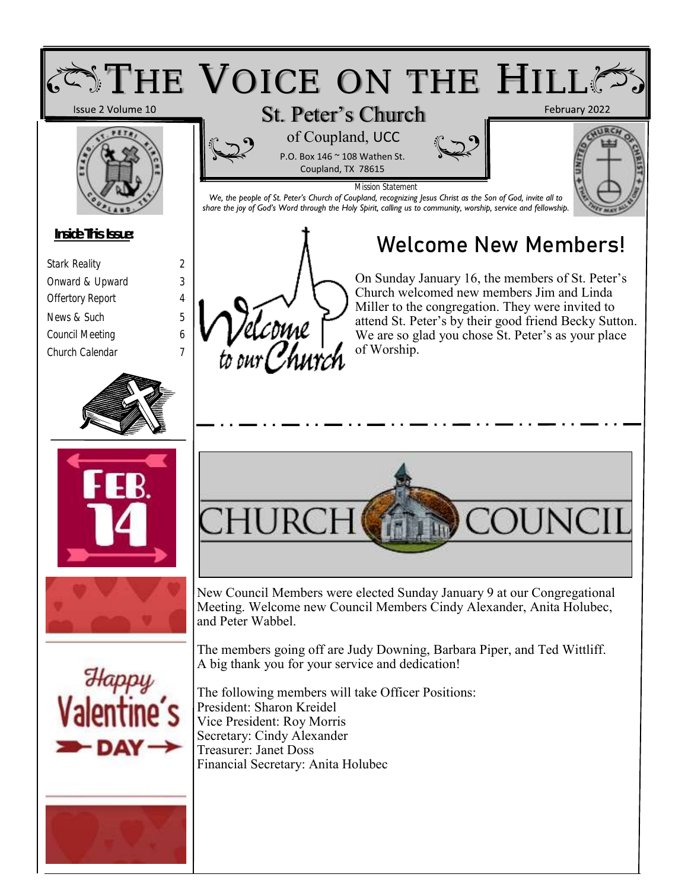# The Voice on the Hill

Issue 2 Volume 10

February 2022

## St. Peter's Church

of Coupland, UCC

P.O. Box 146 ~ 108 Wathen St.
Coupland, TX 78615

Mission Statement

*We, the people of St. Peter's Church of Coupland, recognizing Jesus Christ as the Son of God, invite all to share the joy of God's Word through the Holy Spirit, calling us to community, worship, service and fellowship.*

**Inside This Issue:**

| | |
|---|---|
| Stark Reality | 2 |
| Onward & Upward | 3 |
| Offertory Report | 4 |
| News & Such | 5 |
| Council Meeting | 6 |
| Church Calendar | 7 |

## Welcome New Members!

On Sunday January 16, the members of St. Peter's Church welcomed new members Jim and Linda Miller to the congregation. They were invited to attend St. Peter's by their good friend Becky Sutton. We are so glad you chose St. Peter's as your place of Worship.

## Church Council

New Council Members were elected Sunday January 9 at our Congregational Meeting. Welcome new Council Members Cindy Alexander, Anita Holubec, and Peter Wabbel.

The members going off are Judy Downing, Barbara Piper, and Ted Wittliff. A big thank you for your service and dedication!

The following members will take Officer Positions:
President: Sharon Kreidel
Vice President: Roy Morris
Secretary: Cindy Alexander
Treasurer: Janet Doss
Financial Secretary: Anita Holubec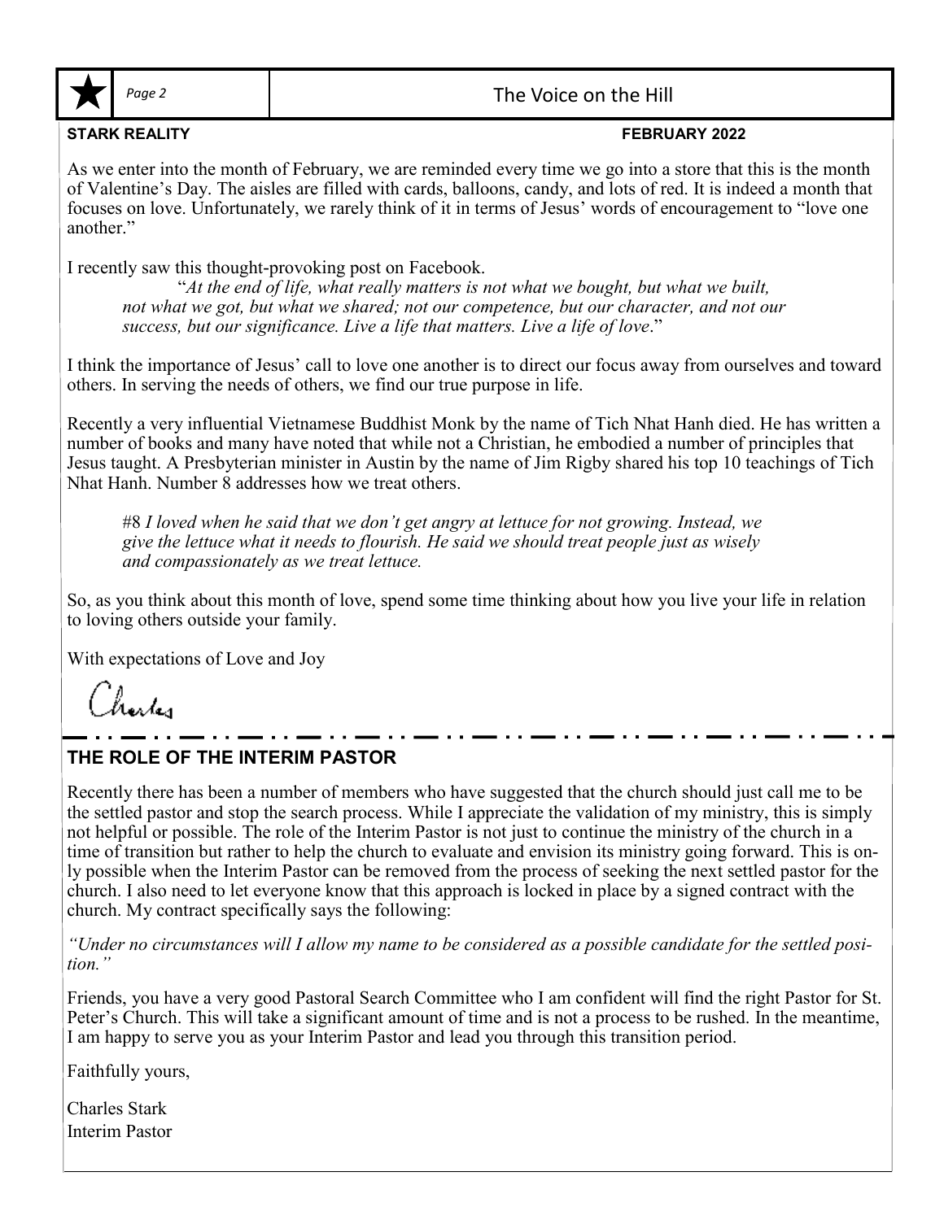**STARK REALITY** **FEBRUARY 2022**

As we enter into the month of February, we are reminded every time we go into a store that this is the month of Valentine's Day. The aisles are filled with cards, balloons, candy, and lots of red. It is indeed a month that focuses on love. Unfortunately, we rarely think of it in terms of Jesus' words of encouragement to "love one another."

I recently saw this thought-provoking post on Facebook.

> "*At the end of life, what really matters is not what we bought, but what we built, not what we got, but what we shared; not our competence, but our character, and not our success, but our significance. Live a life that matters. Live a life of love*."

I think the importance of Jesus' call to love one another is to direct our focus away from ourselves and toward others. In serving the needs of others, we find our true purpose in life.

Recently a very influential Vietnamese Buddhist Monk by the name of Tich Nhat Hanh died. He has written a number of books and many have noted that while not a Christian, he embodied a number of principles that Jesus taught. A Presbyterian minister in Austin by the name of Jim Rigby shared his top 10 teachings of Tich Nhat Hanh. Number 8 addresses how we treat others.

> #8 *I loved when he said that we don't get angry at lettuce for not growing. Instead, we give the lettuce what it needs to flourish. He said we should treat people just as wisely and compassionately as we treat lettuce.*

So, as you think about this month of love, spend some time thinking about how you live your life in relation to loving others outside your family.

With expectations of Love and Joy

Charles

## THE ROLE OF THE INTERIM PASTOR

Recently there has been a number of members who have suggested that the church should just call me to be the settled pastor and stop the search process. While I appreciate the validation of my ministry, this is simply not helpful or possible. The role of the Interim Pastor is not just to continue the ministry of the church in a time of transition but rather to help the church to evaluate and envision its ministry going forward. This is only possible when the Interim Pastor can be removed from the process of seeking the next settled pastor for the church. I also need to let everyone know that this approach is locked in place by a signed contract with the church. My contract specifically says the following:

*"Under no circumstances will I allow my name to be considered as a possible candidate for the settled position."*

Friends, you have a very good Pastoral Search Committee who I am confident will find the right Pastor for St. Peter's Church. This will take a significant amount of time and is not a process to be rushed. In the meantime, I am happy to serve you as your Interim Pastor and lead you through this transition period.

Faithfully yours,

Charles Stark
Interim Pastor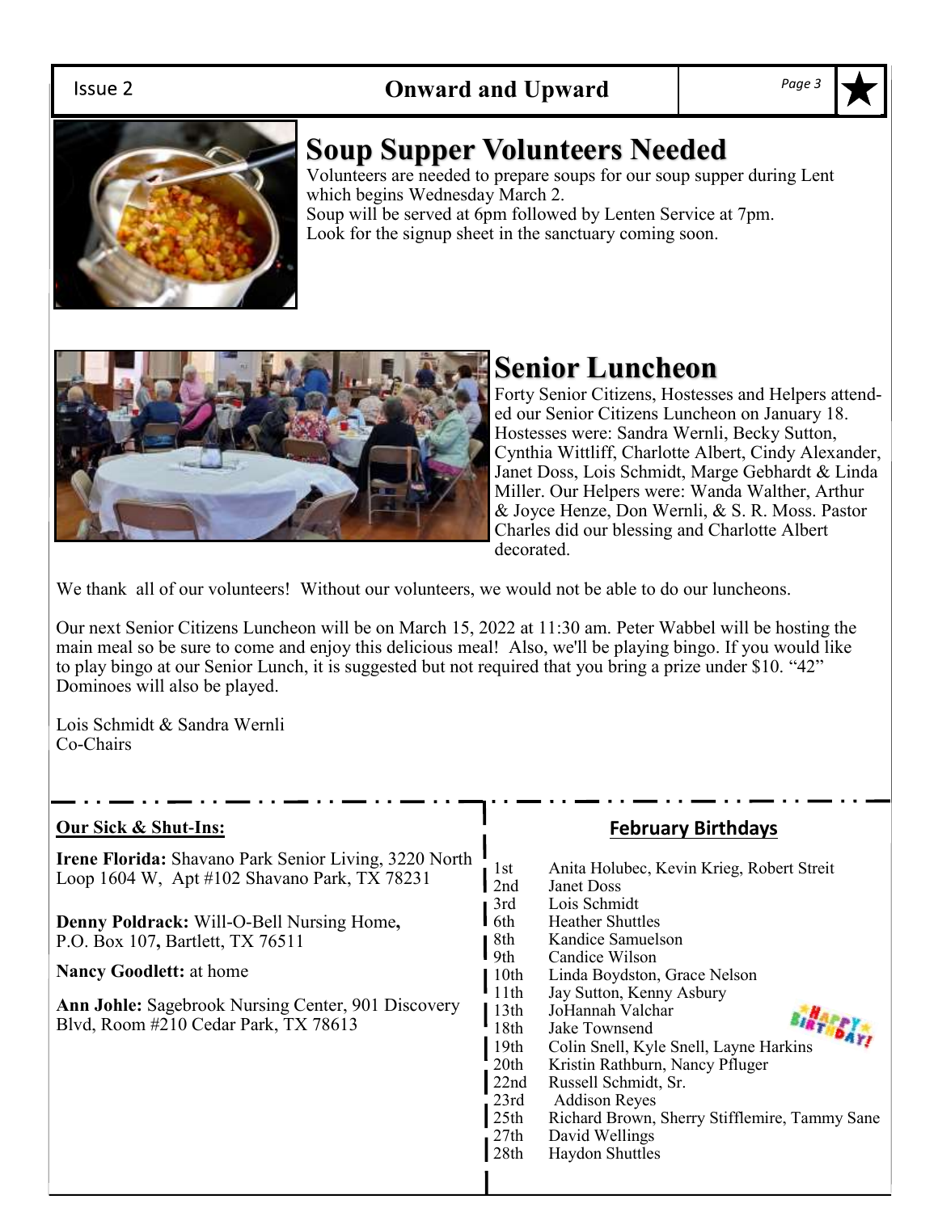## Soup Supper Volunteers Needed

Volunteers are needed to prepare soups for our soup supper during Lent which begins Wednesday March 2.
Soup will be served at 6pm followed by Lenten Service at 7pm.
Look for the signup sheet in the sanctuary coming soon.

## Senior Luncheon

Forty Senior Citizens, Hostesses and Helpers attended our Senior Citizens Luncheon on January 18. Hostesses were: Sandra Wernli, Becky Sutton, Cynthia Wittliff, Charlotte Albert, Cindy Alexander, Janet Doss, Lois Schmidt, Marge Gebhardt & Linda Miller. Our Helpers were: Wanda Walther, Arthur & Joyce Henze, Don Wernli, & S. R. Moss. Pastor Charles did our blessing and Charlotte Albert decorated.

We thank all of our volunteers! Without our volunteers, we would not be able to do our luncheons.

Our next Senior Citizens Luncheon will be on March 15, 2022 at 11:30 am. Peter Wabbel will be hosting the main meal so be sure to come and enjoy this delicious meal! Also, we'll be playing bingo. If you would like to play bingo at our Senior Lunch, it is suggested but not required that you bring a prize under $10. "42" Dominoes will also be played.

Lois Schmidt & Sandra Wernli
Co-Chairs

**Our Sick & Shut-Ins:**

**Irene Florida:** Shavano Park Senior Living, 3220 North Loop 1604 W, Apt #102 Shavano Park, TX 78231

**Denny Poldrack:** Will-O-Bell Nursing Home, P.O. Box 107, Bartlett, TX 76511

**Nancy Goodlett:** at home

**Ann Johle:** Sagebrook Nursing Center, 901 Discovery Blvd, Room #210 Cedar Park, TX 78613

### February Birthdays

| | |
|---|---|
| 1st | Anita Holubec, Kevin Krieg, Robert Streit |
| 2nd | Janet Doss |
| 3rd | Lois Schmidt |
| 6th | Heather Shuttles |
| 8th | Kandice Samuelson |
| 9th | Candice Wilson |
| 10th | Linda Boydston, Grace Nelson |
| 11th | Jay Sutton, Kenny Asbury |
| 13th | JoHannah Valchar |
| 18th | Jake Townsend |
| 19th | Colin Snell, Kyle Snell, Layne Harkins |
| 20th | Kristin Rathburn, Nancy Pfluger |
| 22nd | Russell Schmidt, Sr. |
| 23rd | Addison Reyes |
| 25th | Richard Brown, Sherry Stifflemire, Tammy Sane |
| 27th | David Wellings |
| 28th | Haydon Shuttles |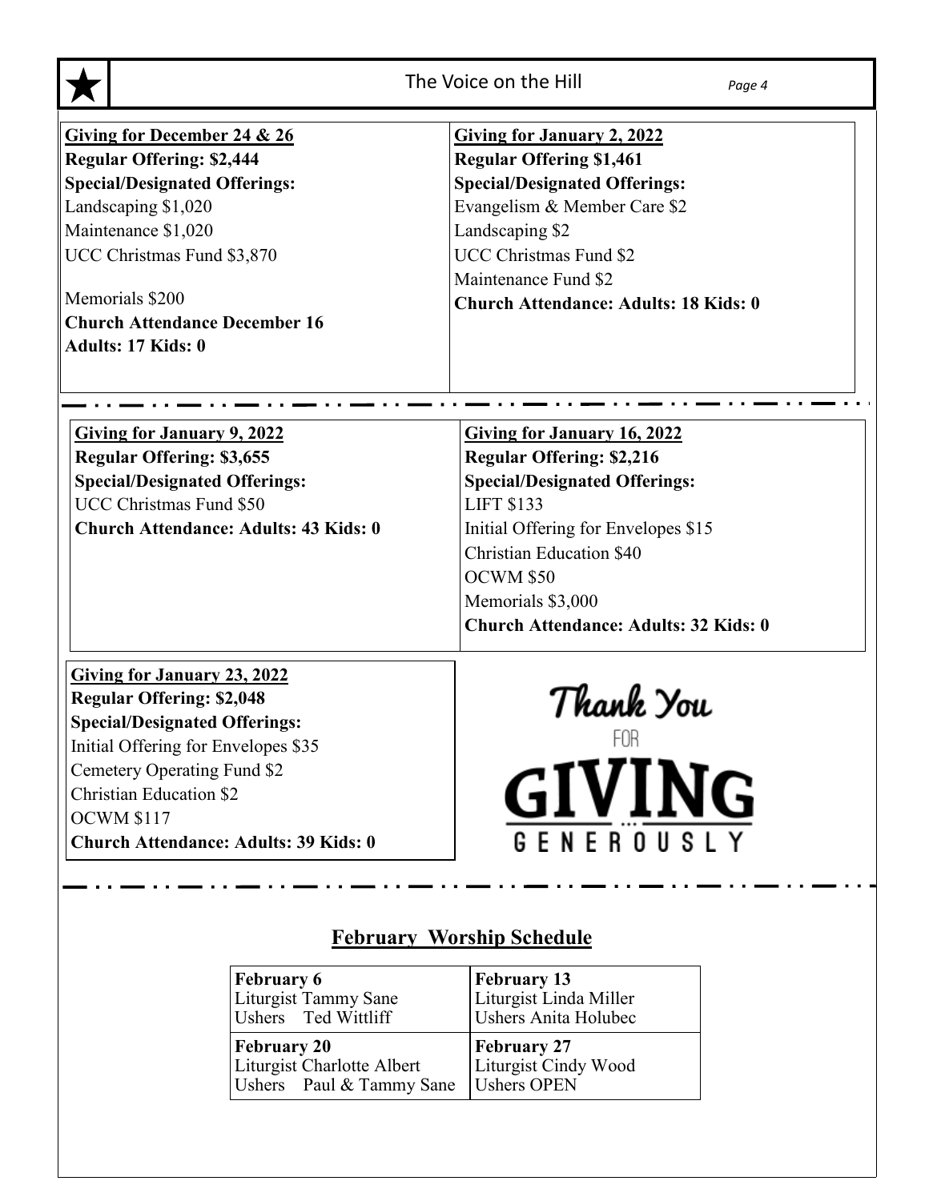**Giving for December 24 & 26**

**Regular Offering: $2,444**

**Special/Designated Offerings:**

Landscaping $1,020

Maintenance $1,020

UCC Christmas Fund $3,870

Memorials $200

**Church Attendance December 16**

**Adults: 17 Kids: 0**

**Giving for January 2, 2022**

**Regular Offering $1,461**

**Special/Designated Offerings:**

Evangelism & Member Care $2

Landscaping $2

UCC Christmas Fund $2

Maintenance Fund $2

**Church Attendance: Adults: 18 Kids: 0**

**Giving for January 9, 2022**

**Regular Offering: $3,655**

**Special/Designated Offerings:**

UCC Christmas Fund $50

**Church Attendance: Adults: 43 Kids: 0**

**Giving for January 16, 2022**

**Regular Offering: $2,216**

**Special/Designated Offerings:**

LIFT $133

Initial Offering for Envelopes $15

Christian Education $40

OCWM $50

Memorials $3,000

**Church Attendance: Adults: 32 Kids: 0**

**Giving for January 23, 2022**

**Regular Offering: $2,048**

**Special/Designated Offerings:**

Initial Offering for Envelopes $35

Cemetery Operating Fund $2

Christian Education $2

OCWM $117

**Church Attendance: Adults: 39 Kids: 0**

Thank You FOR GIVING GENEROUSLY

## February Worship Schedule

| **February 6**<br>Liturgist Tammy Sane<br>Ushers Ted Wittliff | **February 13**<br>Liturgist Linda Miller<br>Ushers Anita Holubec |
|---|---|
| **February 20**<br>Liturgist Charlotte Albert<br>Ushers Paul & Tammy Sane | **February 27**<br>Liturgist Cindy Wood<br>Ushers OPEN |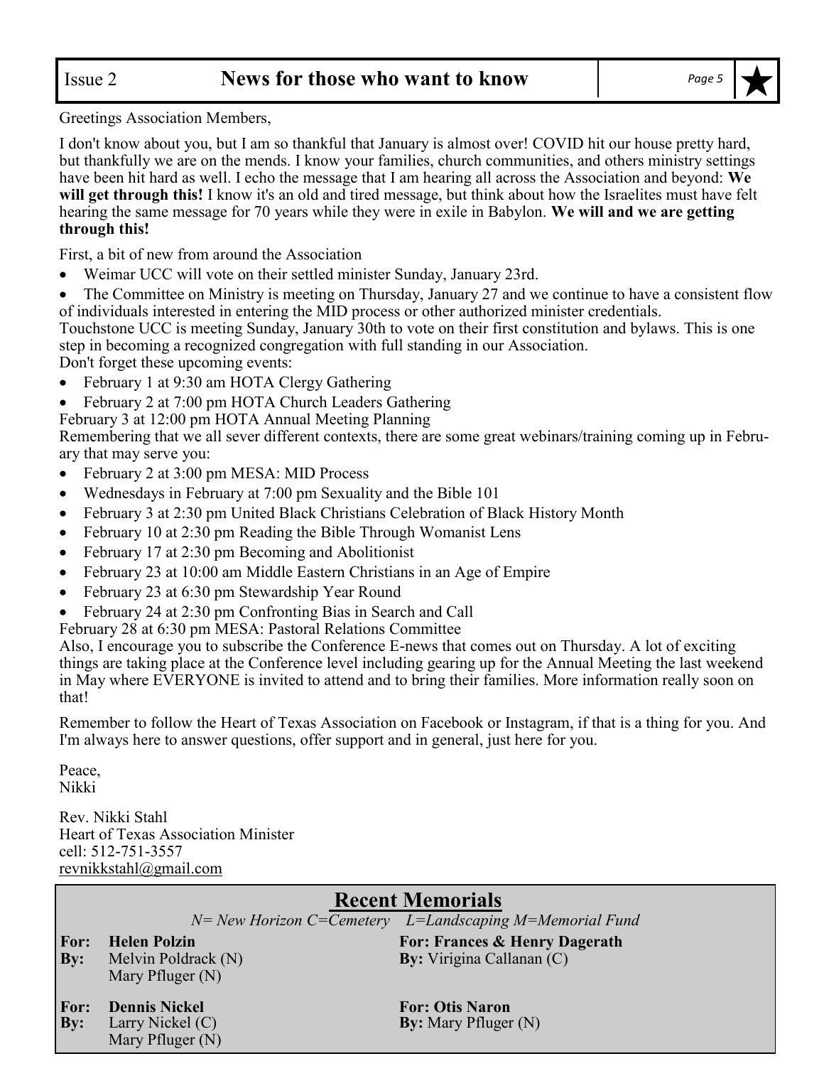Greetings Association Members,

I don't know about you, but I am so thankful that January is almost over! COVID hit our house pretty hard, but thankfully we are on the mends. I know your families, church communities, and others ministry settings have been hit hard as well. I echo the message that I am hearing all across the Association and beyond: **We will get through this!** I know it's an old and tired message, but think about how the Israelites must have felt hearing the same message for 70 years while they were in exile in Babylon. **We will and we are getting through this!**

First, a bit of new from around the Association

- Weimar UCC will vote on their settled minister Sunday, January 23rd.
- The Committee on Ministry is meeting on Thursday, January 27 and we continue to have a consistent flow of individuals interested in entering the MID process or other authorized minister credentials.

Touchstone UCC is meeting Sunday, January 30th to vote on their first constitution and bylaws. This is one step in becoming a recognized congregation with full standing in our Association.

Don't forget these upcoming events:

- February 1 at 9:30 am HOTA Clergy Gathering
- February 2 at 7:00 pm HOTA Church Leaders Gathering

February 3 at 12:00 pm HOTA Annual Meeting Planning

Remembering that we all sever different contexts, there are some great webinars/training coming up in February that may serve you:

- February 2 at 3:00 pm MESA: MID Process
- Wednesdays in February at 7:00 pm Sexuality and the Bible 101
- February 3 at 2:30 pm United Black Christians Celebration of Black History Month
- February 10 at 2:30 pm Reading the Bible Through Womanist Lens
- February 17 at 2:30 pm Becoming and Abolitionist
- February 23 at 10:00 am Middle Eastern Christians in an Age of Empire
- February 23 at 6:30 pm Stewardship Year Round
- February 24 at 2:30 pm Confronting Bias in Search and Call

February 28 at 6:30 pm MESA: Pastoral Relations Committee

Also, I encourage you to subscribe the Conference E-news that comes out on Thursday. A lot of exciting things are taking place at the Conference level including gearing up for the Annual Meeting the last weekend in May where EVERYONE is invited to attend and to bring their families. More information really soon on that!

Remember to follow the Heart of Texas Association on Facebook or Instagram, if that is a thing for you. And I'm always here to answer questions, offer support and in general, just here for you.

Peace,
Nikki

Rev. Nikki Stahl
Heart of Texas Association Minister
cell: 512-751-3557
revnikkstahl@gmail.com

## Recent Memorials

*N= New Horizon C=Cemetery L=Landscaping M=Memorial Fund*

**For:** **Helen Polzin**
**By:** Melvin Poldrack (N)
Mary Pfluger (N)

**For:** **Dennis Nickel**
**By:** Larry Nickel (C)
Mary Pfluger (N)

**For: Frances & Henry Dagerath**
**By:** Virigina Callanan (C)

**For: Otis Naron**
**By:** Mary Pfluger (N)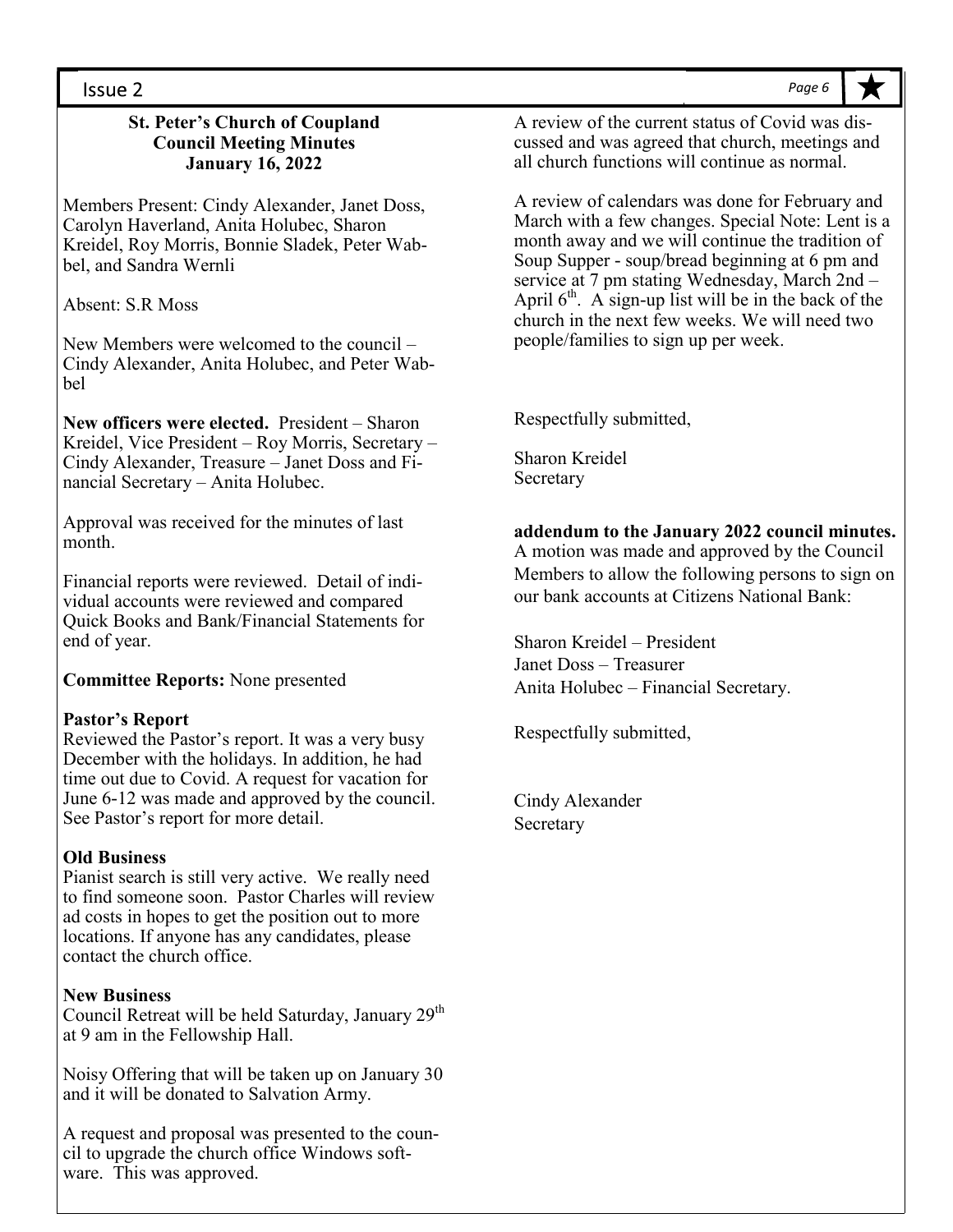## St. Peter's Church of Coupland
## Council Meeting Minutes
## January 16, 2022

Members Present: Cindy Alexander, Janet Doss, Carolyn Haverland, Anita Holubec, Sharon Kreidel, Roy Morris, Bonnie Sladek, Peter Wabbel, and Sandra Wernli

Absent: S.R Moss

New Members were welcomed to the council – Cindy Alexander, Anita Holubec, and Peter Wabbel

**New officers were elected.** President – Sharon Kreidel, Vice President – Roy Morris, Secretary – Cindy Alexander, Treasure – Janet Doss and Financial Secretary – Anita Holubec.

Approval was received for the minutes of last month.

Financial reports were reviewed. Detail of individual accounts were reviewed and compared Quick Books and Bank/Financial Statements for end of year.

**Committee Reports:** None presented

**Pastor's Report**
Reviewed the Pastor's report. It was a very busy December with the holidays. In addition, he had time out due to Covid. A request for vacation for June 6-12 was made and approved by the council. See Pastor's report for more detail.

**Old Business**
Pianist search is still very active. We really need to find someone soon. Pastor Charles will review ad costs in hopes to get the position out to more locations. If anyone has any candidates, please contact the church office.

**New Business**
Council Retreat will be held Saturday, January 29th at 9 am in the Fellowship Hall.

Noisy Offering that will be taken up on January 30 and it will be donated to Salvation Army.

A request and proposal was presented to the council to upgrade the church office Windows software. This was approved.

A review of the current status of Covid was discussed and was agreed that church, meetings and all church functions will continue as normal.

A review of calendars was done for February and March with a few changes. Special Note: Lent is a month away and we will continue the tradition of Soup Supper - soup/bread beginning at 6 pm and service at 7 pm stating Wednesday, March 2nd – April 6th. A sign-up list will be in the back of the church in the next few weeks. We will need two people/families to sign up per week.

Respectfully submitted,

Sharon Kreidel
Secretary

**addendum to the January 2022 council minutes.**
A motion was made and approved by the Council Members to allow the following persons to sign on our bank accounts at Citizens National Bank:

Sharon Kreidel – President
Janet Doss – Treasurer
Anita Holubec – Financial Secretary.

Respectfully submitted,

Cindy Alexander
Secretary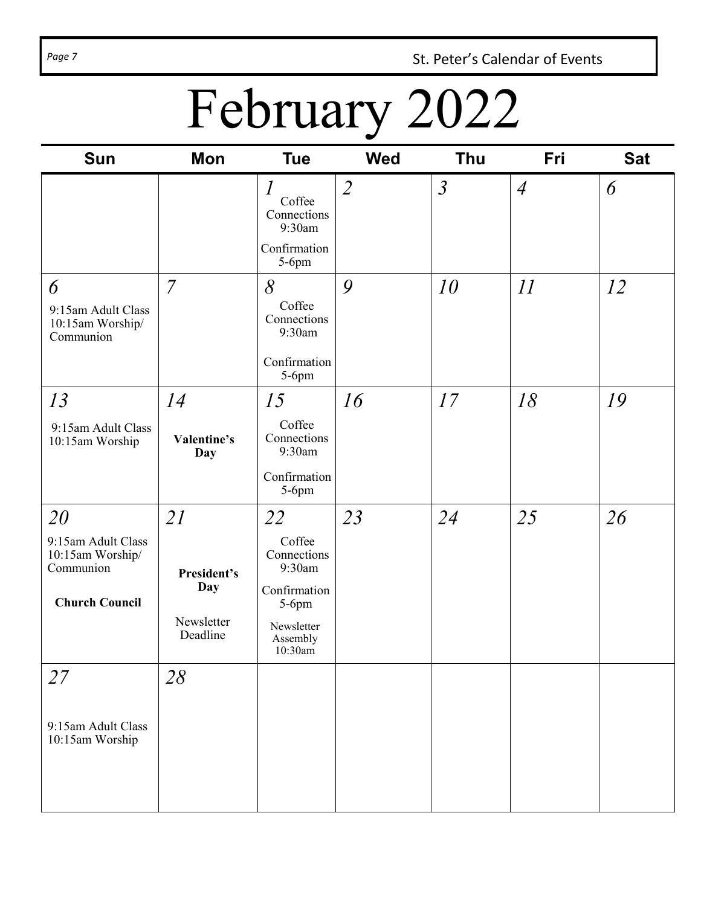# February 2022

| Sun | Mon | Tue | Wed | Thu | Fri | Sat |
| --- | --- | --- | --- | --- | --- | --- |
| | | *1*<br>Coffee Connections 9:30am<br>Confirmation 5-6pm | *2* | *3* | *4* | *6* |
| *6*<br>9:15am Adult Class<br>10:15am Worship/ Communion | *7* | *8*<br>Coffee Connections 9:30am<br>Confirmation 5-6pm | *9* | *10* | *11* | *12* |
| *13*<br>9:15am Adult Class<br>10:15am Worship | *14*<br>**Valentine's Day** | *15*<br>Coffee Connections 9:30am<br>Confirmation 5-6pm | *16* | *17* | *18* | *19* |
| *20*<br>9:15am Adult Class<br>10:15am Worship/ Communion<br>**Church Council** | *21*<br>**President's Day**<br>Newsletter Deadline | *22*<br>Coffee Connections 9:30am<br>Confirmation 5-6pm<br>Newsletter Assembly 10:30am | *23* | *24* | *25* | *26* |
| *27*<br>9:15am Adult Class<br>10:15am Worship | *28* | | | | | |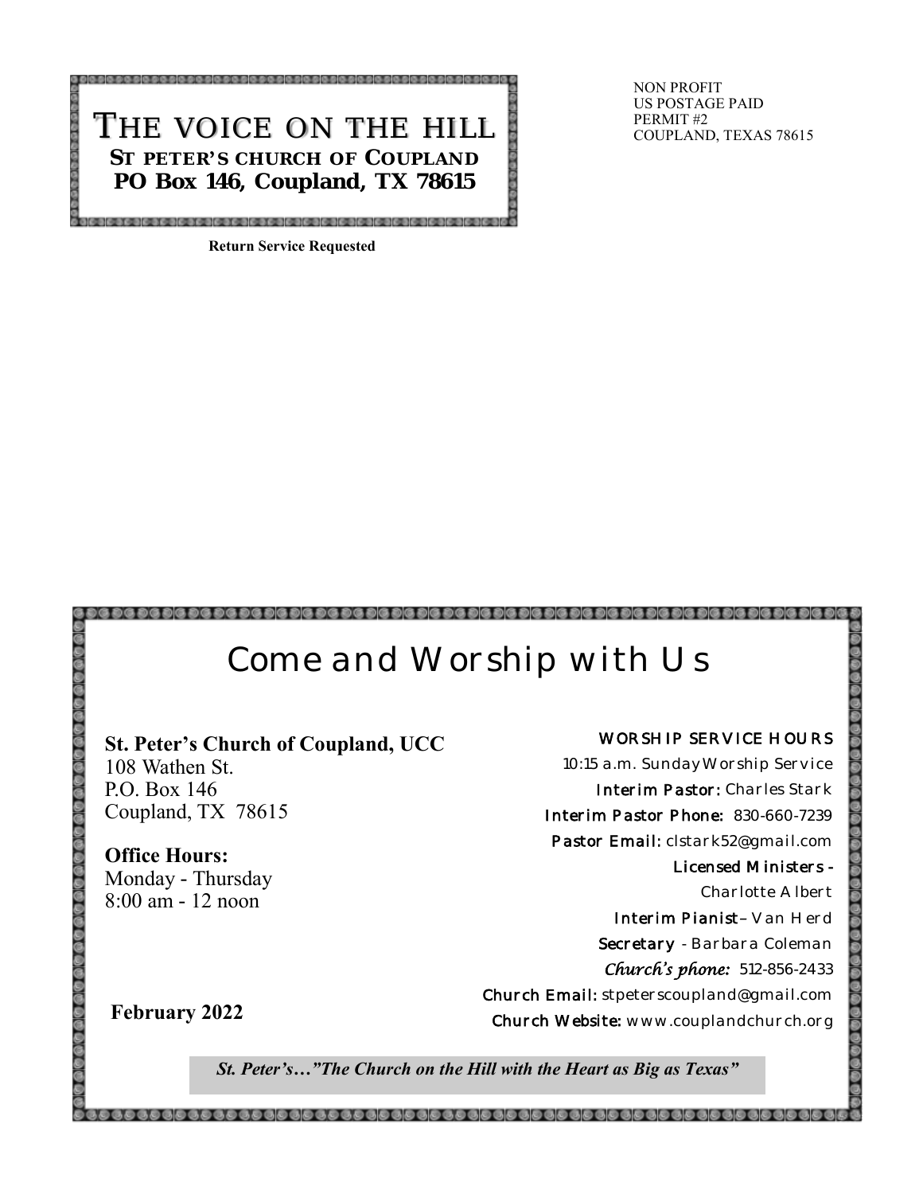# THE VOICE ON THE HILL

**ST PETER'S CHURCH OF COUPLAND**
**PO Box 146, Coupland, TX 78615**

**Return Service Requested**

NON PROFIT
US POSTAGE PAID
PERMIT #2
COUPLAND, TEXAS 78615

## Come and Worship with Us

**St. Peter's Church of Coupland, UCC**
108 Wathen St.
P.O. Box 146
Coupland, TX 78615

**Office Hours:**
Monday - Thursday
8:00 am - 12 noon

**February 2022**

WORSHIP SERVICE HOURS
10:15 a.m. Sunday Worship Service
**Interim Pastor:** Charles Stark
**Interim Pastor Phone:** 830-660-7239
**Pastor Email:** clstark52@gmail.com
**Licensed Ministers -**
Charlotte Albert
**Interim Pianist** – Van Herd
**Secretary** - Barbara Coleman
***Church's phone:*** 512-856-2433
**Church Email:** stpeterscoupland@gmail.com
**Church Website:** www.couplandchurch.org

***St. Peter's…"The Church on the Hill with the Heart as Big as Texas"***